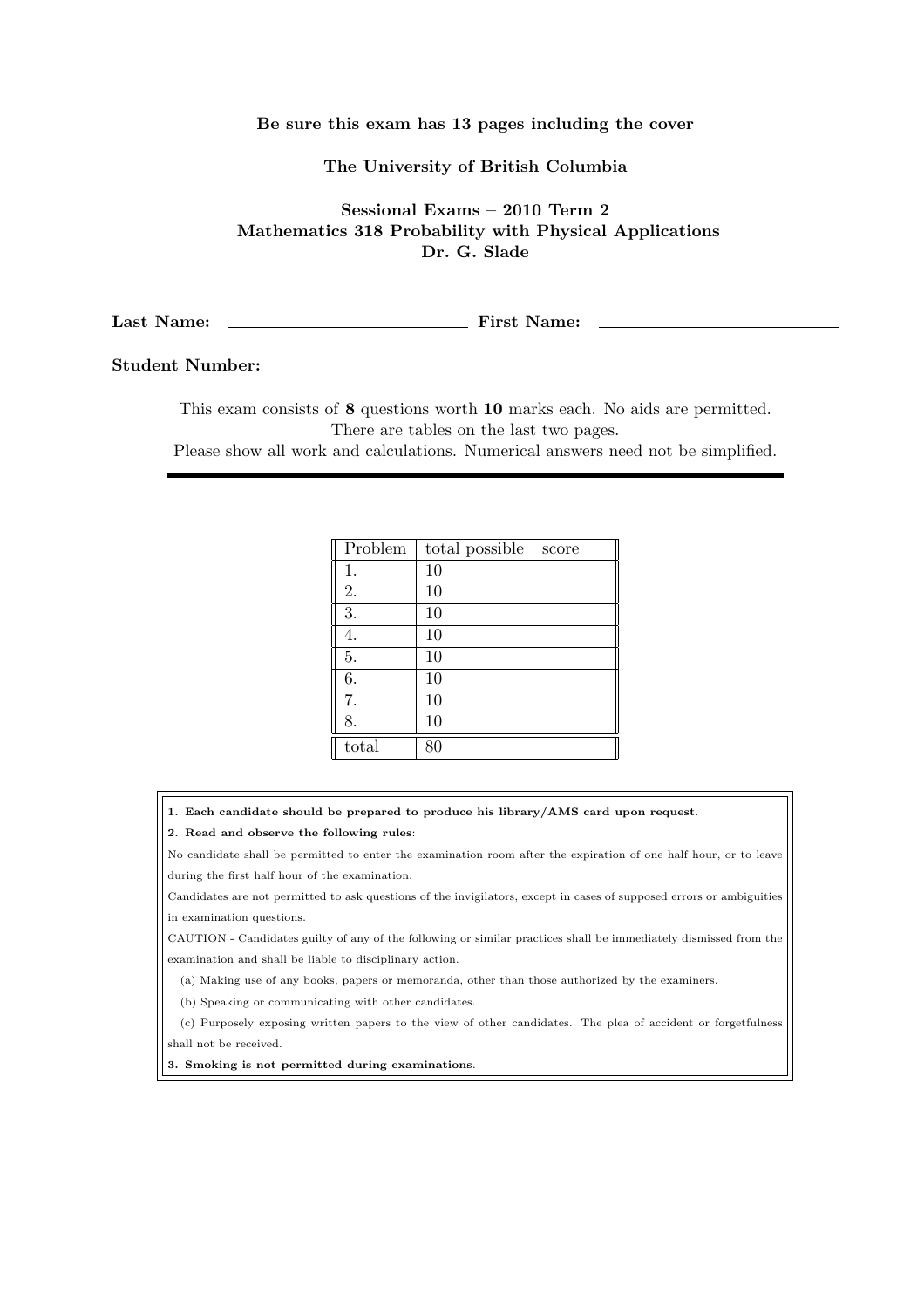**Be sure this exam has 13 pages including the cover**

**The University of British Columbia**

**Sessional Exams – 2010 Term 2**
**Mathematics 318 Probability with Physical Applications**
**Dr. G. Slade**

**Last Name:** ____________________ **First Name:** ____________________

**Student Number:** ________________________________________

This exam consists of **8** questions worth **10** marks each. No aids are permitted.
There are tables on the last two pages.
Please show all work and calculations. Numerical answers need not be simplified.

| Problem | total possible | score |
|---|---|---|
| 1. | 10 | |
| 2. | 10 | |
| 3. | 10 | |
| 4. | 10 | |
| 5. | 10 | |
| 6. | 10 | |
| 7. | 10 | |
| 8. | 10 | |
| total | 80 | |

**1. Each candidate should be prepared to produce his library/AMS card upon request.**

**2. Read and observe the following rules:**

No candidate shall be permitted to enter the examination room after the expiration of one half hour, or to leave during the first half hour of the examination.

Candidates are not permitted to ask questions of the invigilators, except in cases of supposed errors or ambiguities in examination questions.

CAUTION - Candidates guilty of any of the following or similar practices shall be immediately dismissed from the examination and shall be liable to disciplinary action.

(a) Making use of any books, papers or memoranda, other than those authorized by the examiners.

(b) Speaking or communicating with other candidates.

(c) Purposely exposing written papers to the view of other candidates. The plea of accident or forgetfulness shall not be received.

**3. Smoking is not permitted during examinations.**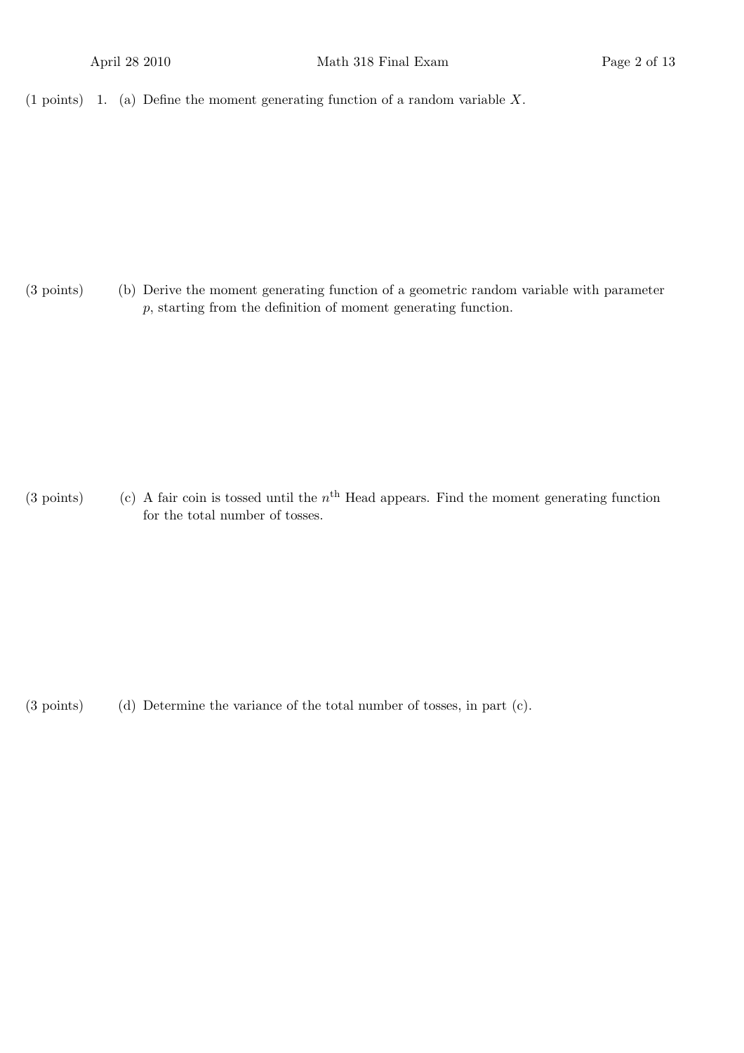(1 points) 1. (a) Define the moment generating function of a random variable $X$.

(3 points) (b) Derive the moment generating function of a geometric random variable with parameter $p$, starting from the definition of moment generating function.

(3 points) (c) A fair coin is tossed until the $n^{\text{th}}$ Head appears. Find the moment generating function for the total number of tosses.

(3 points) (d) Determine the variance of the total number of tosses, in part (c).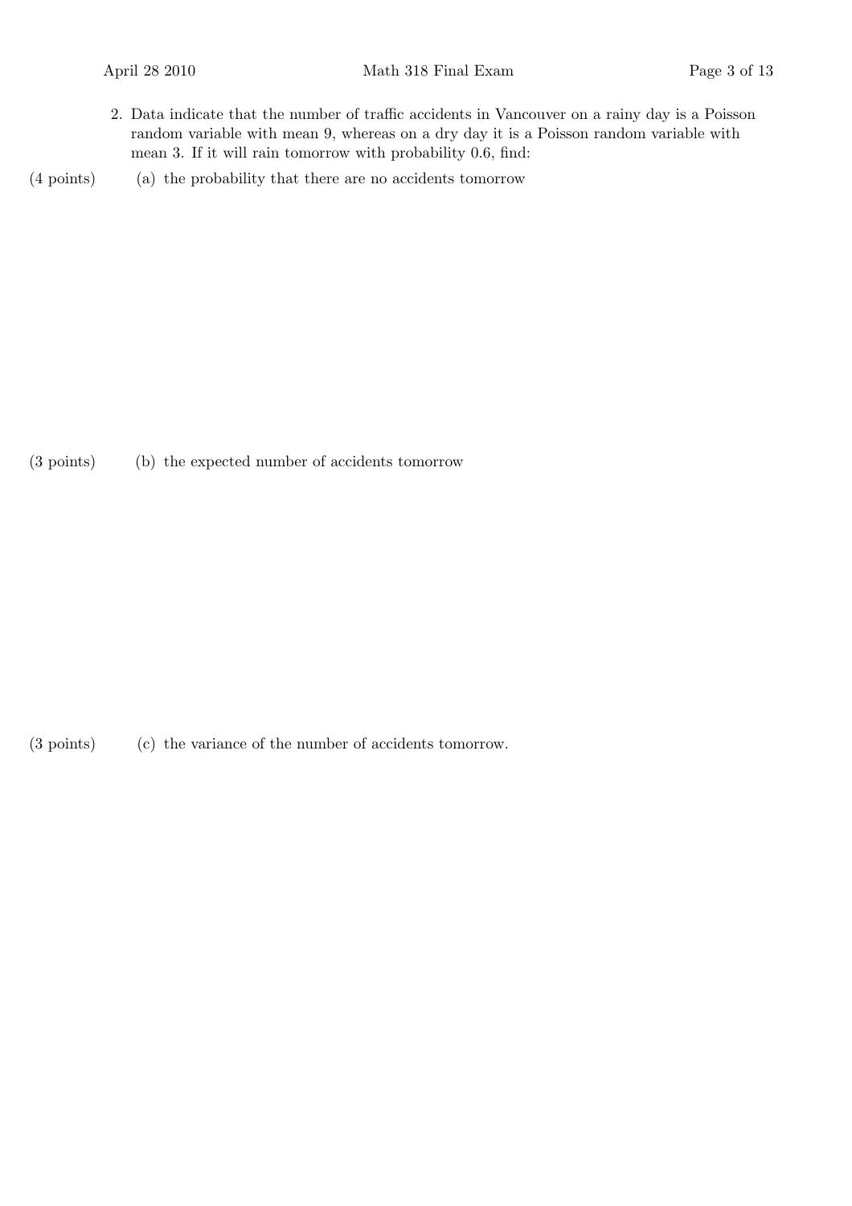2. Data indicate that the number of traffic accidents in Vancouver on a rainy day is a Poisson random variable with mean 9, whereas on a dry day it is a Poisson random variable with mean 3. If it will rain tomorrow with probability 0.6, find:

(4 points) (a) the probability that there are no accidents tomorrow

(3 points) (b) the expected number of accidents tomorrow

(3 points) (c) the variance of the number of accidents tomorrow.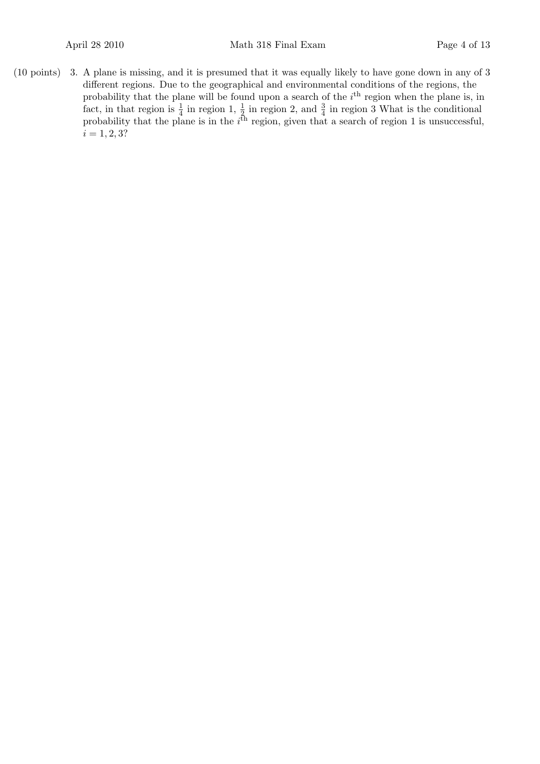(10 points) 3. A plane is missing, and it is presumed that it was equally likely to have gone down in any of 3 different regions. Due to the geographical and environmental conditions of the regions, the probability that the plane will be found upon a search of the $i^{\text{th}}$ region when the plane is, in fact, in that region is $\frac{1}{4}$ in region 1, $\frac{1}{2}$ in region 2, and $\frac{3}{4}$ in region 3 What is the conditional probability that the plane is in the $i^{\text{th}}$ region, given that a search of region 1 is unsuccessful, $i = 1, 2, 3$?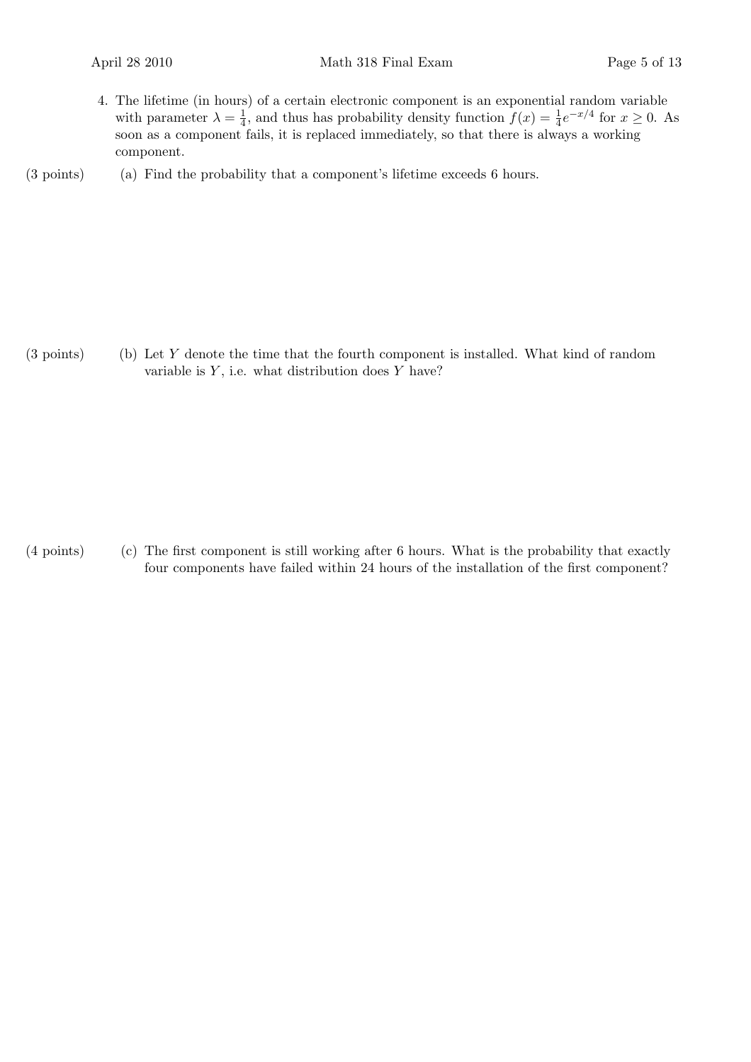4. The lifetime (in hours) of a certain electronic component is an exponential random variable with parameter $\lambda = \frac{1}{4}$, and thus has probability density function $f(x) = \frac{1}{4}e^{-x/4}$ for $x \geq 0$. As soon as a component fails, it is replaced immediately, so that there is always a working component.

(3 points) (a) Find the probability that a component's lifetime exceeds 6 hours.

(3 points) (b) Let $Y$ denote the time that the fourth component is installed. What kind of random variable is $Y$, i.e. what distribution does $Y$ have?

(4 points) (c) The first component is still working after 6 hours. What is the probability that exactly four components have failed within 24 hours of the installation of the first component?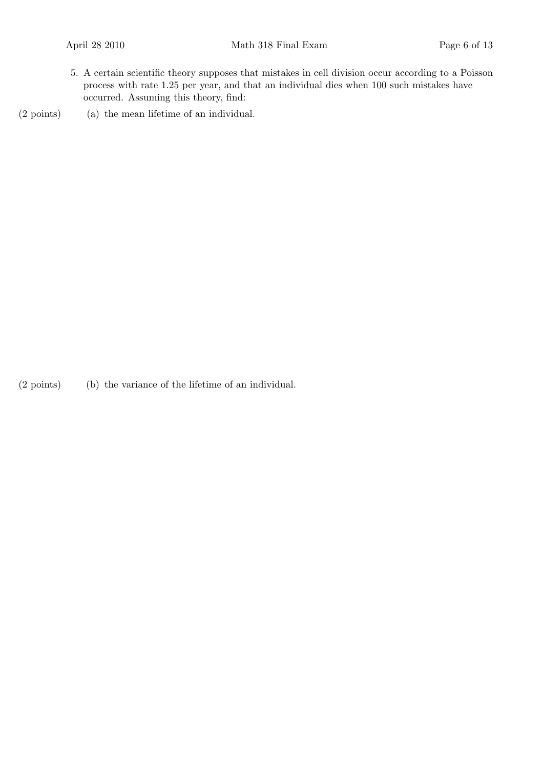5. A certain scientific theory supposes that mistakes in cell division occur according to a Poisson process with rate 1.25 per year, and that an individual dies when 100 such mistakes have occurred. Assuming this theory, find:

(2 points) (a) the mean lifetime of an individual.

(2 points) (b) the variance of the lifetime of an individual.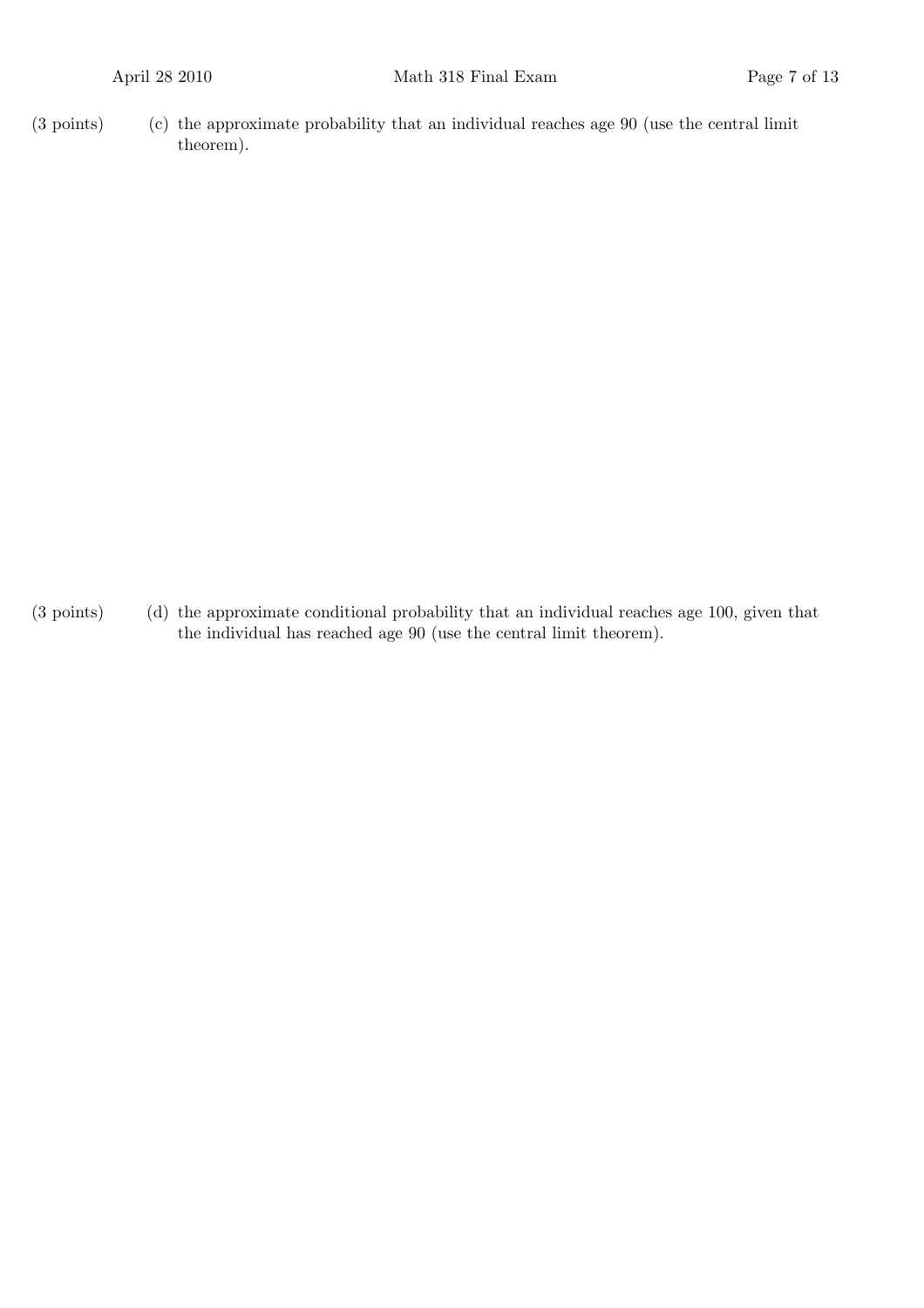(3 points) (c) the approximate probability that an individual reaches age 90 (use the central limit theorem).

(3 points) (d) the approximate conditional probability that an individual reaches age 100, given that the individual has reached age 90 (use the central limit theorem).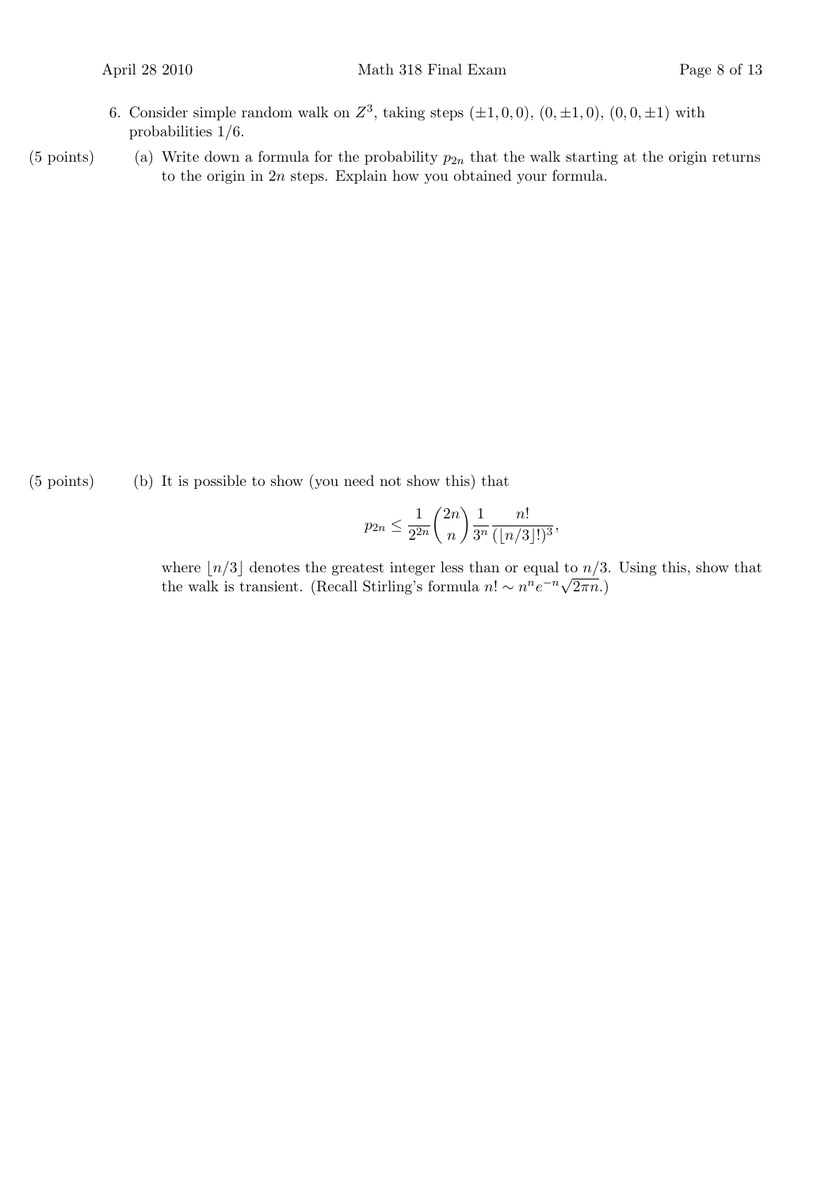6. Consider simple random walk on $Z^3$, taking steps $(\pm 1, 0, 0)$, $(0, \pm 1, 0)$, $(0, 0, \pm 1)$ with probabilities $1/6$.

(5 points) (a) Write down a formula for the probability $p_{2n}$ that the walk starting at the origin returns to the origin in $2n$ steps. Explain how you obtained your formula.

(5 points) (b) It is possible to show (you need not show this) that

$$p_{2n} \leq \frac{1}{2^{2n}} \binom{2n}{n} \frac{1}{3^n} \frac{n!}{(\lfloor n/3 \rfloor !)^3},$$

where $\lfloor n/3 \rfloor$ denotes the greatest integer less than or equal to $n/3$. Using this, show that the walk is transient. (Recall Stirling's formula $n! \sim n^n e^{-n} \sqrt{2\pi n}$.)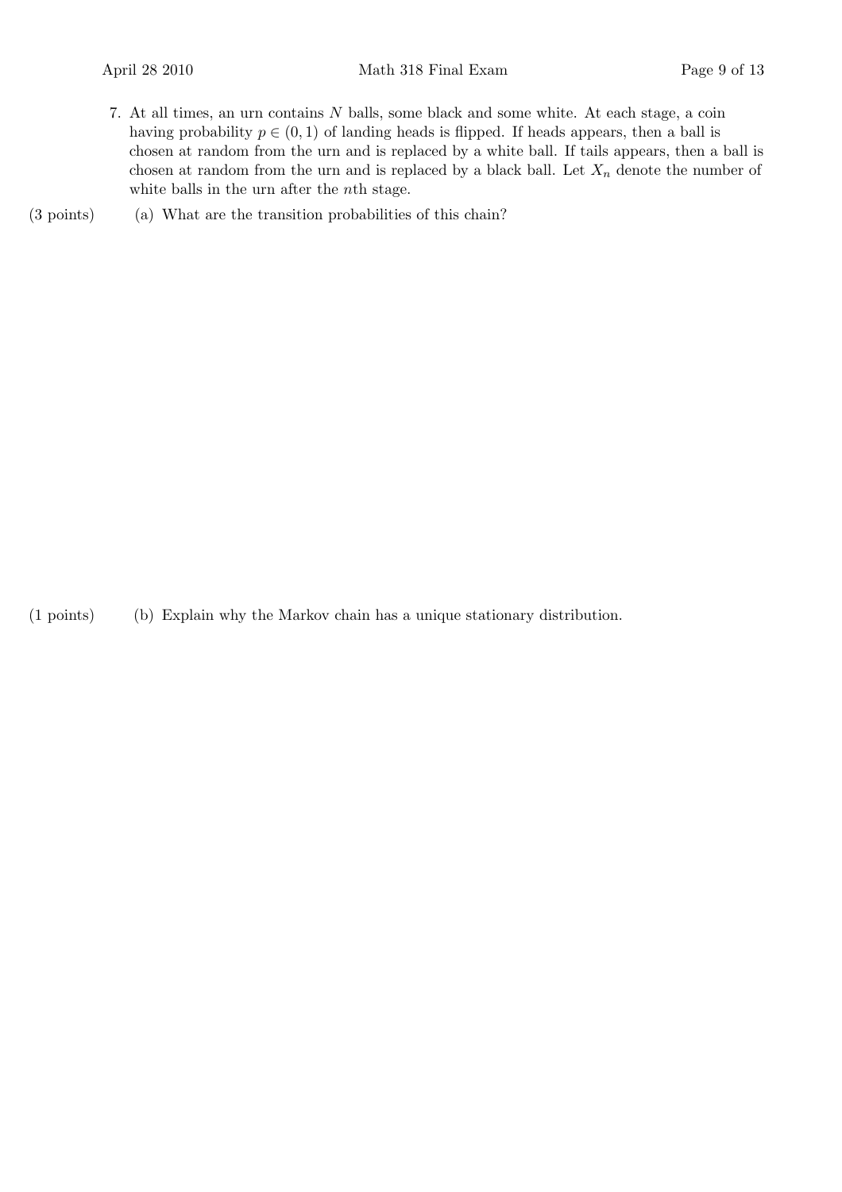7. At all times, an urn contains $N$ balls, some black and some white. At each stage, a coin having probability $p \in (0, 1)$ of landing heads is flipped. If heads appears, then a ball is chosen at random from the urn and is replaced by a white ball. If tails appears, then a ball is chosen at random from the urn and is replaced by a black ball. Let $X_n$ denote the number of white balls in the urn after the $n$th stage.

(3 points) (a) What are the transition probabilities of this chain?

(1 points) (b) Explain why the Markov chain has a unique stationary distribution.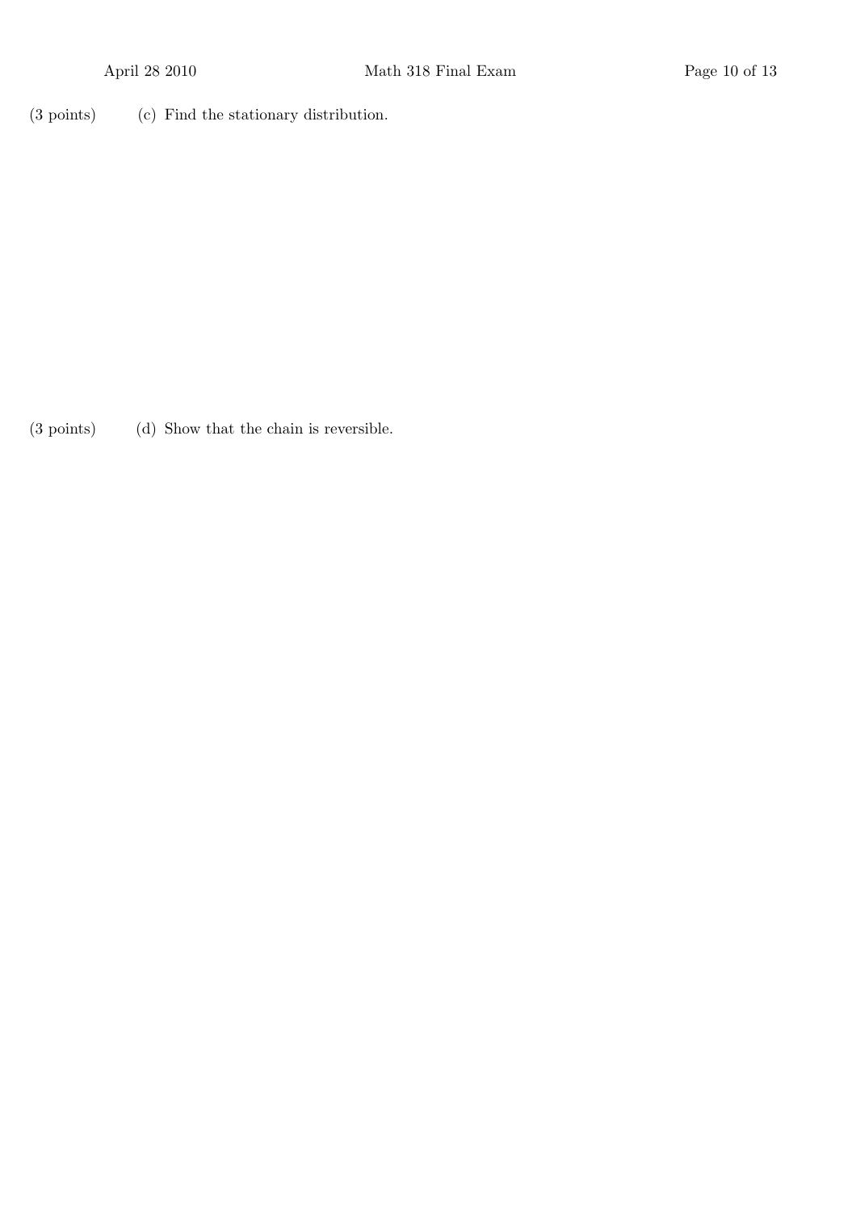(3 points) (c) Find the stationary distribution.

(3 points) (d) Show that the chain is reversible.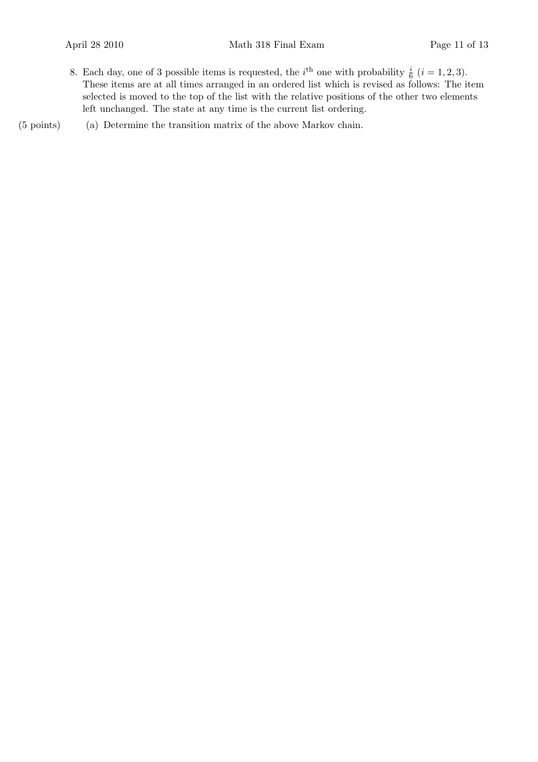8. Each day, one of 3 possible items is requested, the $i^{\text{th}}$ one with probability $\frac{i}{6}$ $(i = 1, 2, 3)$. These items are at all times arranged in an ordered list which is revised as follows: The item selected is moved to the top of the list with the relative positions of the other two elements left unchanged. The state at any time is the current list ordering.

(5 points) (a) Determine the transition matrix of the above Markov chain.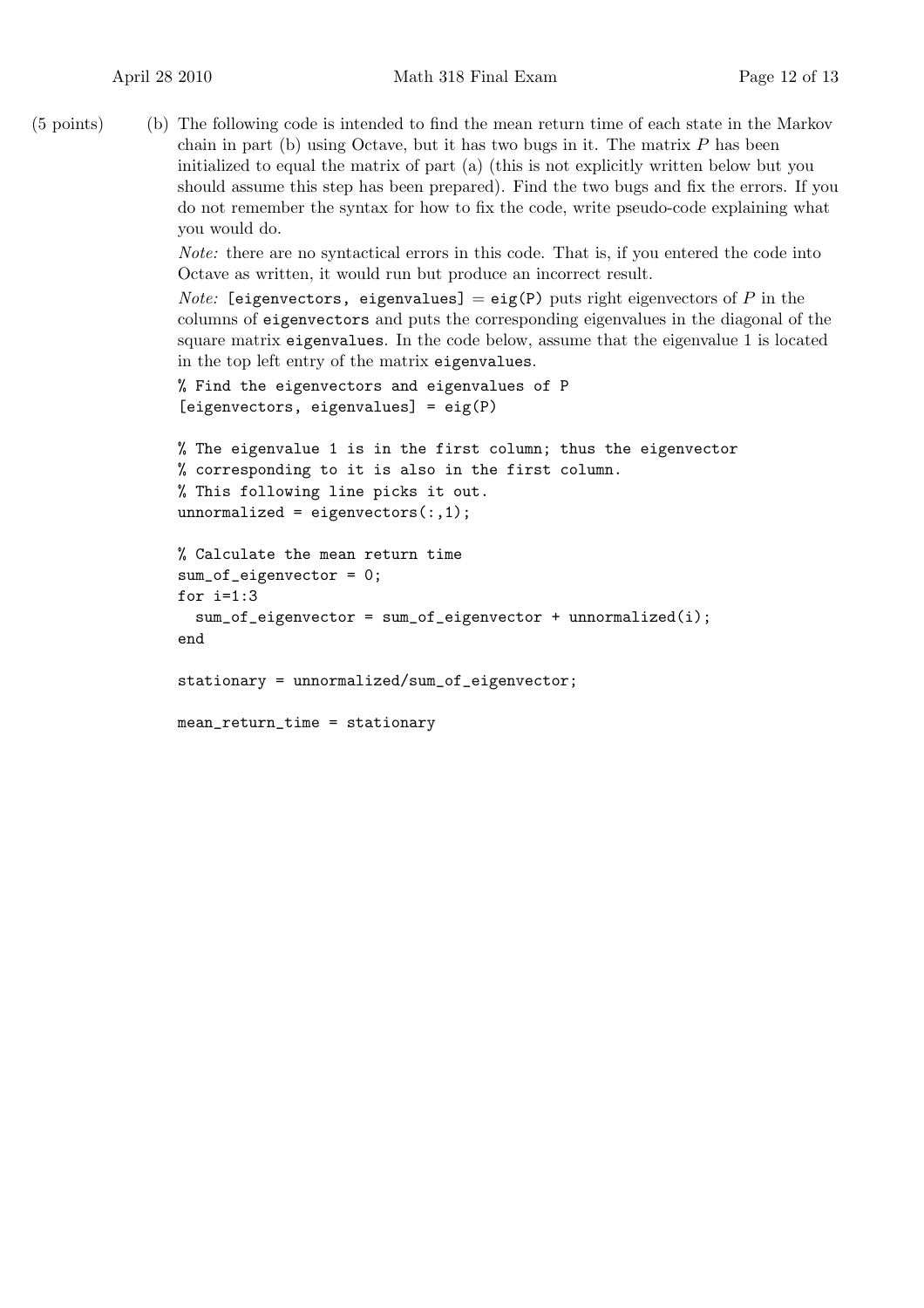(5 points) (b) The following code is intended to find the mean return time of each state in the Markov chain in part (b) using Octave, but it has two bugs in it. The matrix $P$ has been initialized to equal the matrix of part (a) (this is not explicitly written below but you should assume this step has been prepared). Find the two bugs and fix the errors. If you do not remember the syntax for how to fix the code, write pseudo-code explaining what you would do.

*Note:* there are no syntactical errors in this code. That is, if you entered the code into Octave as written, it would run but produce an incorrect result.

*Note:* `[eigenvectors, eigenvalues] = eig(P)` puts right eigenvectors of $P$ in the columns of `eigenvectors` and puts the corresponding eigenvalues in the diagonal of the square matrix `eigenvalues`. In the code below, assume that the eigenvalue 1 is located in the top left entry of the matrix `eigenvalues`.

```
% Find the eigenvectors and eigenvalues of P
[eigenvectors, eigenvalues] = eig(P)

% The eigenvalue 1 is in the first column; thus the eigenvector
% corresponding to it is also in the first column.
% This following line picks it out.
unnormalized = eigenvectors(:,1);

% Calculate the mean return time
sum_of_eigenvector = 0;
for i=1:3
  sum_of_eigenvector = sum_of_eigenvector + unnormalized(i);
end

stationary = unnormalized/sum_of_eigenvector;

mean_return_time = stationary
```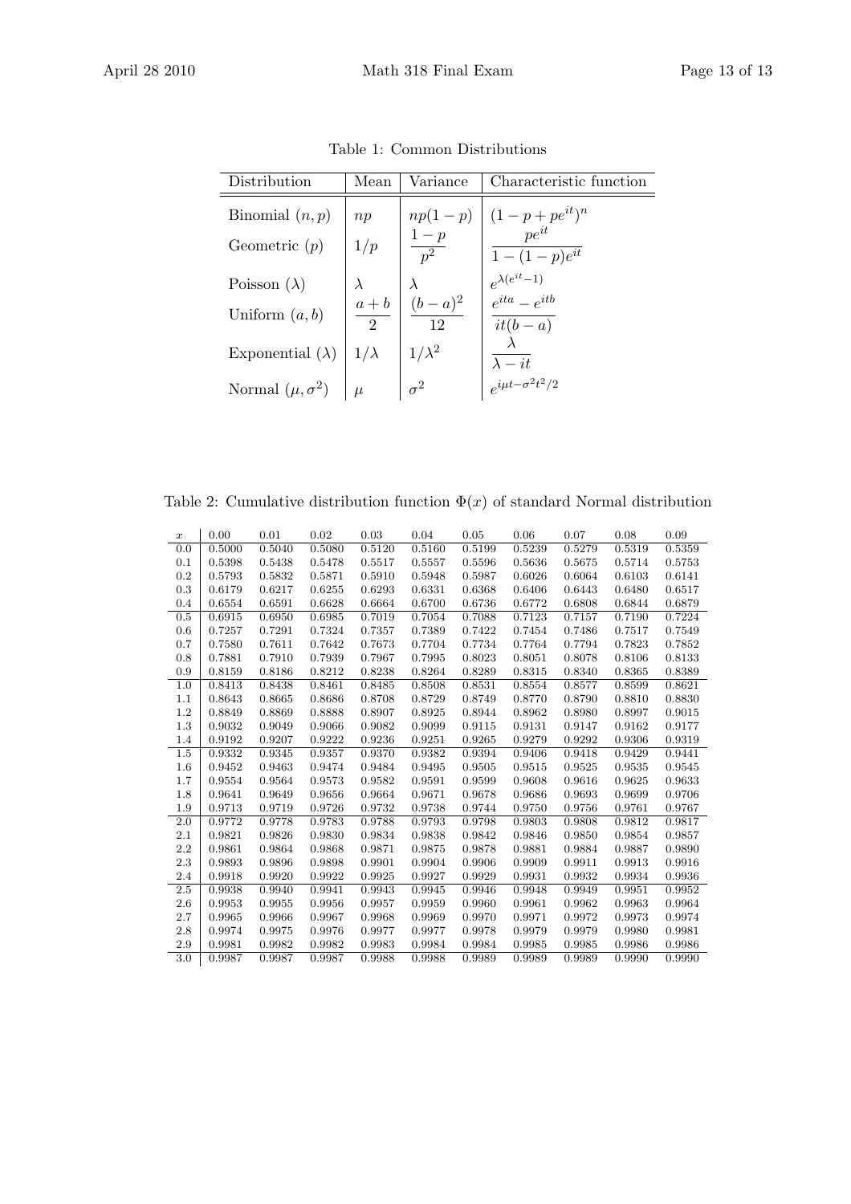Table 1: Common Distributions

| Distribution | Mean | Variance | Characteristic function |
|---|---|---|---|
| Binomial $(n,p)$ | $np$ | $np(1-p)$ | $(1-p+pe^{it})^n$ |
| Geometric $(p)$ | $1/p$ | $\dfrac{1-p}{p^2}$ | $\dfrac{pe^{it}}{1-(1-p)e^{it}}$ |
| Poisson $(\lambda)$ | $\lambda$ | $\lambda$ | $e^{\lambda(e^{it}-1)}$ |
| Uniform $(a,b)$ | $\dfrac{a+b}{2}$ | $\dfrac{(b-a)^2}{12}$ | $\dfrac{e^{ita}-e^{itb}}{it(b-a)}$ |
| Exponential $(\lambda)$ | $1/\lambda$ | $1/\lambda^2$ | $\dfrac{\lambda}{\lambda - it}$ |
| Normal $(\mu,\sigma^2)$ | $\mu$ | $\sigma^2$ | $e^{i\mu t-\sigma^2t^2/2}$ |

Table 2: Cumulative distribution function $\Phi(x)$ of standard Normal distribution

| $x$ | 0.00 | 0.01 | 0.02 | 0.03 | 0.04 | 0.05 | 0.06 | 0.07 | 0.08 | 0.09 |
|---|---|---|---|---|---|---|---|---|---|---|
| 0.0 | 0.5000 | 0.5040 | 0.5080 | 0.5120 | 0.5160 | 0.5199 | 0.5239 | 0.5279 | 0.5319 | 0.5359 |
| 0.1 | 0.5398 | 0.5438 | 0.5478 | 0.5517 | 0.5557 | 0.5596 | 0.5636 | 0.5675 | 0.5714 | 0.5753 |
| 0.2 | 0.5793 | 0.5832 | 0.5871 | 0.5910 | 0.5948 | 0.5987 | 0.6026 | 0.6064 | 0.6103 | 0.6141 |
| 0.3 | 0.6179 | 0.6217 | 0.6255 | 0.6293 | 0.6331 | 0.6368 | 0.6406 | 0.6443 | 0.6480 | 0.6517 |
| 0.4 | 0.6554 | 0.6591 | 0.6628 | 0.6664 | 0.6700 | 0.6736 | 0.6772 | 0.6808 | 0.6844 | 0.6879 |
| 0.5 | 0.6915 | 0.6950 | 0.6985 | 0.7019 | 0.7054 | 0.7088 | 0.7123 | 0.7157 | 0.7190 | 0.7224 |
| 0.6 | 0.7257 | 0.7291 | 0.7324 | 0.7357 | 0.7389 | 0.7422 | 0.7454 | 0.7486 | 0.7517 | 0.7549 |
| 0.7 | 0.7580 | 0.7611 | 0.7642 | 0.7673 | 0.7704 | 0.7734 | 0.7764 | 0.7794 | 0.7823 | 0.7852 |
| 0.8 | 0.7881 | 0.7910 | 0.7939 | 0.7967 | 0.7995 | 0.8023 | 0.8051 | 0.8078 | 0.8106 | 0.8133 |
| 0.9 | 0.8159 | 0.8186 | 0.8212 | 0.8238 | 0.8264 | 0.8289 | 0.8315 | 0.8340 | 0.8365 | 0.8389 |
| 1.0 | 0.8413 | 0.8438 | 0.8461 | 0.8485 | 0.8508 | 0.8531 | 0.8554 | 0.8577 | 0.8599 | 0.8621 |
| 1.1 | 0.8643 | 0.8665 | 0.8686 | 0.8708 | 0.8729 | 0.8749 | 0.8770 | 0.8790 | 0.8810 | 0.8830 |
| 1.2 | 0.8849 | 0.8869 | 0.8888 | 0.8907 | 0.8925 | 0.8944 | 0.8962 | 0.8980 | 0.8997 | 0.9015 |
| 1.3 | 0.9032 | 0.9049 | 0.9066 | 0.9082 | 0.9099 | 0.9115 | 0.9131 | 0.9147 | 0.9162 | 0.9177 |
| 1.4 | 0.9192 | 0.9207 | 0.9222 | 0.9236 | 0.9251 | 0.9265 | 0.9279 | 0.9292 | 0.9306 | 0.9319 |
| 1.5 | 0.9332 | 0.9345 | 0.9357 | 0.9370 | 0.9382 | 0.9394 | 0.9406 | 0.9418 | 0.9429 | 0.9441 |
| 1.6 | 0.9452 | 0.9463 | 0.9474 | 0.9484 | 0.9495 | 0.9505 | 0.9515 | 0.9525 | 0.9535 | 0.9545 |
| 1.7 | 0.9554 | 0.9564 | 0.9573 | 0.9582 | 0.9591 | 0.9599 | 0.9608 | 0.9616 | 0.9625 | 0.9633 |
| 1.8 | 0.9641 | 0.9649 | 0.9656 | 0.9664 | 0.9671 | 0.9678 | 0.9686 | 0.9693 | 0.9699 | 0.9706 |
| 1.9 | 0.9713 | 0.9719 | 0.9726 | 0.9732 | 0.9738 | 0.9744 | 0.9750 | 0.9756 | 0.9761 | 0.9767 |
| 2.0 | 0.9772 | 0.9778 | 0.9783 | 0.9788 | 0.9793 | 0.9798 | 0.9803 | 0.9808 | 0.9812 | 0.9817 |
| 2.1 | 0.9821 | 0.9826 | 0.9830 | 0.9834 | 0.9838 | 0.9842 | 0.9846 | 0.9850 | 0.9854 | 0.9857 |
| 2.2 | 0.9861 | 0.9864 | 0.9868 | 0.9871 | 0.9875 | 0.9878 | 0.9881 | 0.9884 | 0.9887 | 0.9890 |
| 2.3 | 0.9893 | 0.9896 | 0.9898 | 0.9901 | 0.9904 | 0.9906 | 0.9909 | 0.9911 | 0.9913 | 0.9916 |
| 2.4 | 0.9918 | 0.9920 | 0.9922 | 0.9925 | 0.9927 | 0.9929 | 0.9931 | 0.9932 | 0.9934 | 0.9936 |
| 2.5 | 0.9938 | 0.9940 | 0.9941 | 0.9943 | 0.9945 | 0.9946 | 0.9948 | 0.9949 | 0.9951 | 0.9952 |
| 2.6 | 0.9953 | 0.9955 | 0.9956 | 0.9957 | 0.9959 | 0.9960 | 0.9961 | 0.9962 | 0.9963 | 0.9964 |
| 2.7 | 0.9965 | 0.9966 | 0.9967 | 0.9968 | 0.9969 | 0.9970 | 0.9971 | 0.9972 | 0.9973 | 0.9974 |
| 2.8 | 0.9974 | 0.9975 | 0.9976 | 0.9977 | 0.9977 | 0.9978 | 0.9979 | 0.9979 | 0.9980 | 0.9981 |
| 2.9 | 0.9981 | 0.9982 | 0.9982 | 0.9983 | 0.9984 | 0.9984 | 0.9985 | 0.9985 | 0.9986 | 0.9986 |
| 3.0 | 0.9987 | 0.9987 | 0.9987 | 0.9988 | 0.9988 | 0.9989 | 0.9989 | 0.9989 | 0.9990 | 0.9990 |